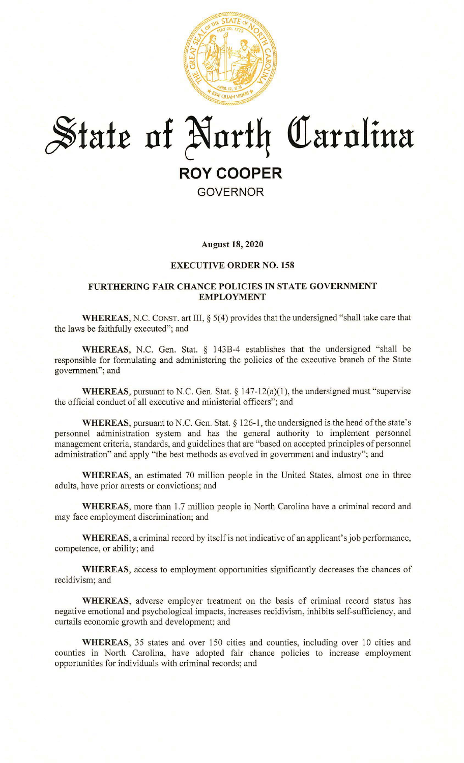# State of North Carolina

**ROY COOPER**

GOVERNOR

**August 18, 2020**

**EXECUTIVE ORDER NO. 158**

## FURTHERING FAIR CHANCE POLICIES IN STATE GOVERNMENT EMPLOYMENT

**WHEREAS**, N.C. CONST. art III, § 5(4) provides that the undersigned "shall take care that the laws be faithfully executed"; and

**WHEREAS**, N.C. Gen. Stat. § 143B-4 establishes that the undersigned "shall be responsible for formulating and administering the policies of the executive branch of the State government"; and

**WHEREAS**, pursuant to N.C. Gen. Stat. § 147-12(a)(1), the undersigned must "supervise the official conduct of all executive and ministerial officers"; and

**WHEREAS**, pursuant to N.C. Gen. Stat. § 126-1, the undersigned is the head of the state's personnel administration system and has the general authority to implement personnel management criteria, standards, and guidelines that are "based on accepted principles of personnel administration" and apply "the best methods as evolved in government and industry"; and

**WHEREAS**, an estimated 70 million people in the United States, almost one in three adults, have prior arrests or convictions; and

**WHEREAS**, more than 1.7 million people in North Carolina have a criminal record and may face employment discrimination; and

**WHEREAS**, a criminal record by itself is not indicative of an applicant's job performance, competence, or ability; and

**WHEREAS**, access to employment opportunities significantly decreases the chances of recidivism; and

**WHEREAS**, adverse employer treatment on the basis of criminal record status has negative emotional and psychological impacts, increases recidivism, inhibits self-sufficiency, and curtails economic growth and development; and

**WHEREAS**, 35 states and over 150 cities and counties, including over 10 cities and counties in North Carolina, have adopted fair chance policies to increase employment opportunities for individuals with criminal records; and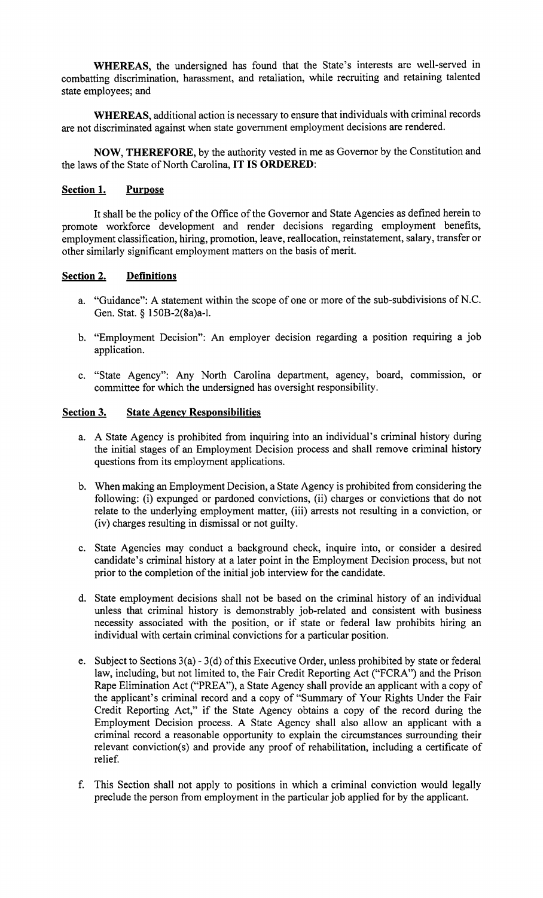**WHEREAS**, the undersigned has found that the State's interests are well-served in combatting discrimination, harassment, and retaliation, while recruiting and retaining talented state employees; and

**WHEREAS**, additional action is necessary to ensure that individuals with criminal records are not discriminated against when state government employment decisions are rendered.

**NOW, THEREFORE**, by the authority vested in me as Governor by the Constitution and the laws of the State of North Carolina, **IT IS ORDERED**:

## Section 1. Purpose

It shall be the policy of the Office of the Governor and State Agencies as defined herein to promote workforce development and render decisions regarding employment benefits, employment classification, hiring, promotion, leave, reallocation, reinstatement, salary, transfer or other similarly significant employment matters on the basis of merit.

## Section 2. Definitions

a. "Guidance": A statement within the scope of one or more of the sub-subdivisions of N.C. Gen. Stat. § 150B-2(8a)a-l.

b. "Employment Decision": An employer decision regarding a position requiring a job application.

c. "State Agency": Any North Carolina department, agency, board, commission, or committee for which the undersigned has oversight responsibility.

## Section 3. State Agency Responsibilities

a. A State Agency is prohibited from inquiring into an individual's criminal history during the initial stages of an Employment Decision process and shall remove criminal history questions from its employment applications.

b. When making an Employment Decision, a State Agency is prohibited from considering the following: (i) expunged or pardoned convictions, (ii) charges or convictions that do not relate to the underlying employment matter, (iii) arrests not resulting in a conviction, or (iv) charges resulting in dismissal or not guilty.

c. State Agencies may conduct a background check, inquire into, or consider a desired candidate's criminal history at a later point in the Employment Decision process, but not prior to the completion of the initial job interview for the candidate.

d. State employment decisions shall not be based on the criminal history of an individual unless that criminal history is demonstrably job-related and consistent with business necessity associated with the position, or if state or federal law prohibits hiring an individual with certain criminal convictions for a particular position.

e. Subject to Sections 3(a) - 3(d) of this Executive Order, unless prohibited by state or federal law, including, but not limited to, the Fair Credit Reporting Act ("FCRA") and the Prison Rape Elimination Act ("PREA"), a State Agency shall provide an applicant with a copy of the applicant's criminal record and a copy of "Summary of Your Rights Under the Fair Credit Reporting Act," if the State Agency obtains a copy of the record during the Employment Decision process. A State Agency shall also allow an applicant with a criminal record a reasonable opportunity to explain the circumstances surrounding their relevant conviction(s) and provide any proof of rehabilitation, including a certificate of relief.

f. This Section shall not apply to positions in which a criminal conviction would legally preclude the person from employment in the particular job applied for by the applicant.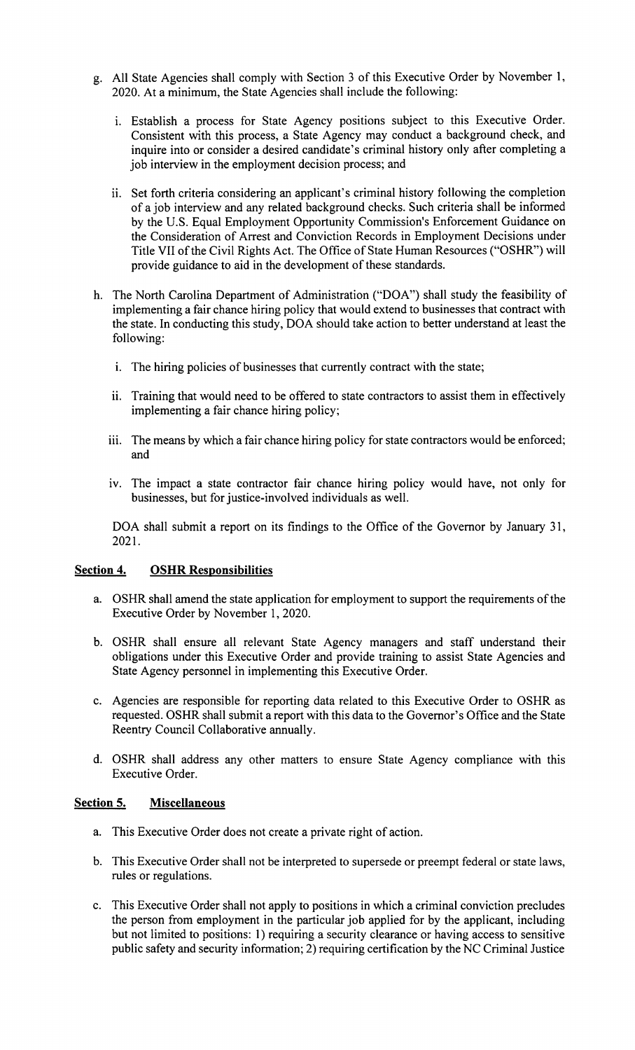g. All State Agencies shall comply with Section 3 of this Executive Order by November 1, 2020. At a minimum, the State Agencies shall include the following:

   i. Establish a process for State Agency positions subject to this Executive Order. Consistent with this process, a State Agency may conduct a background check, and inquire into or consider a desired candidate's criminal history only after completing a job interview in the employment decision process; and

   ii. Set forth criteria considering an applicant's criminal history following the completion of a job interview and any related background checks. Such criteria shall be informed by the U.S. Equal Employment Opportunity Commission's Enforcement Guidance on the Consideration of Arrest and Conviction Records in Employment Decisions under Title VII of the Civil Rights Act. The Office of State Human Resources ("OSHR") will provide guidance to aid in the development of these standards.

h. The North Carolina Department of Administration ("DOA") shall study the feasibility of implementing a fair chance hiring policy that would extend to businesses that contract with the state. In conducting this study, DOA should take action to better understand at least the following:

   i. The hiring policies of businesses that currently contract with the state;

   ii. Training that would need to be offered to state contractors to assist them in effectively implementing a fair chance hiring policy;

   iii. The means by which a fair chance hiring policy for state contractors would be enforced; and

   iv. The impact a state contractor fair chance hiring policy would have, not only for businesses, but for justice-involved individuals as well.

   DOA shall submit a report on its findings to the Office of the Governor by January 31, 2021.

## Section 4. OSHR Responsibilities

a. OSHR shall amend the state application for employment to support the requirements of the Executive Order by November 1, 2020.

b. OSHR shall ensure all relevant State Agency managers and staff understand their obligations under this Executive Order and provide training to assist State Agencies and State Agency personnel in implementing this Executive Order.

c. Agencies are responsible for reporting data related to this Executive Order to OSHR as requested. OSHR shall submit a report with this data to the Governor's Office and the State Reentry Council Collaborative annually.

d. OSHR shall address any other matters to ensure State Agency compliance with this Executive Order.

## Section 5. Miscellaneous

a. This Executive Order does not create a private right of action.

b. This Executive Order shall not be interpreted to supersede or preempt federal or state laws, rules or regulations.

c. This Executive Order shall not apply to positions in which a criminal conviction precludes the person from employment in the particular job applied for by the applicant, including but not limited to positions: 1) requiring a security clearance or having access to sensitive public safety and security information; 2) requiring certification by the NC Criminal Justice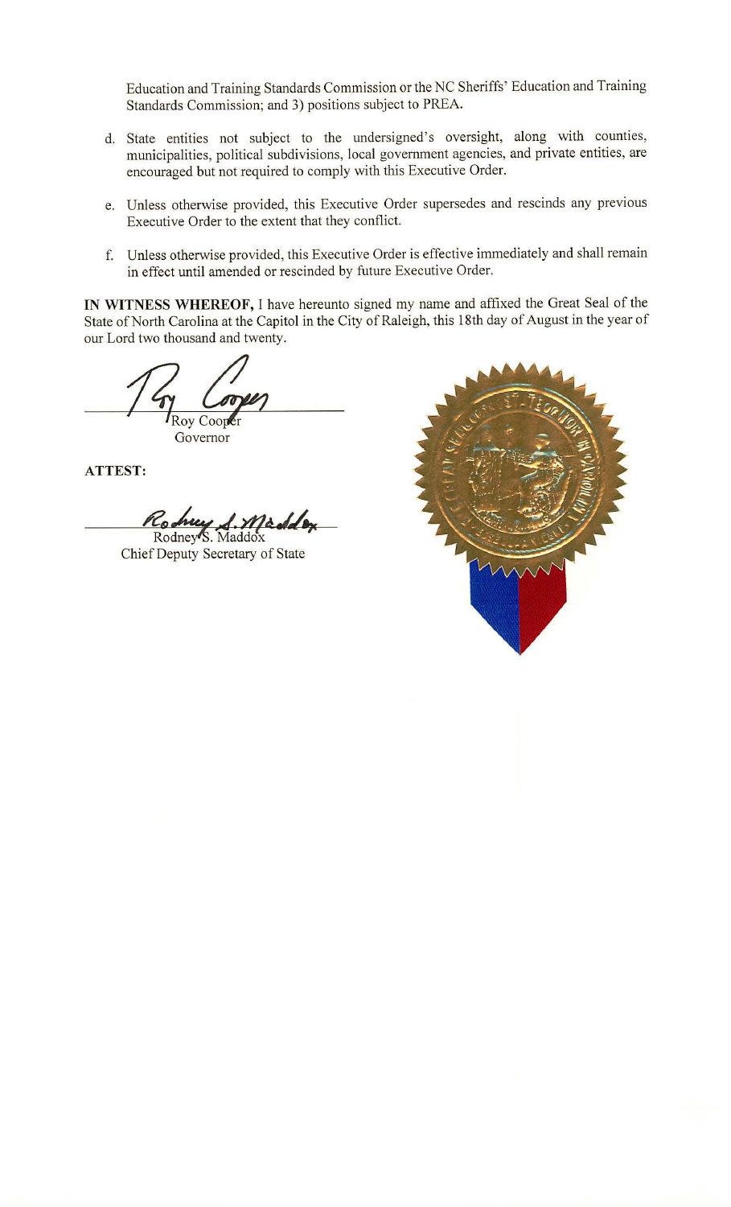Education and Training Standards Commission or the NC Sheriffs' Education and Training Standards Commission; and 3) positions subject to PREA.

d. State entities not subject to the undersigned's oversight, along with counties, municipalities, political subdivisions, local government agencies, and private entities, are encouraged but not required to comply with this Executive Order.

e. Unless otherwise provided, this Executive Order supersedes and rescinds any previous Executive Order to the extent that they conflict.

f. Unless otherwise provided, this Executive Order is effective immediately and shall remain in effect until amended or rescinded by future Executive Order.

**IN WITNESS WHEREOF,** I have hereunto signed my name and affixed the Great Seal of the State of North Carolina at the Capitol in the City of Raleigh, this 18th day of August in the year of our Lord two thousand and twenty.

Roy Cooper
Governor

**ATTEST:**

Rodney S. Maddox
Chief Deputy Secretary of State